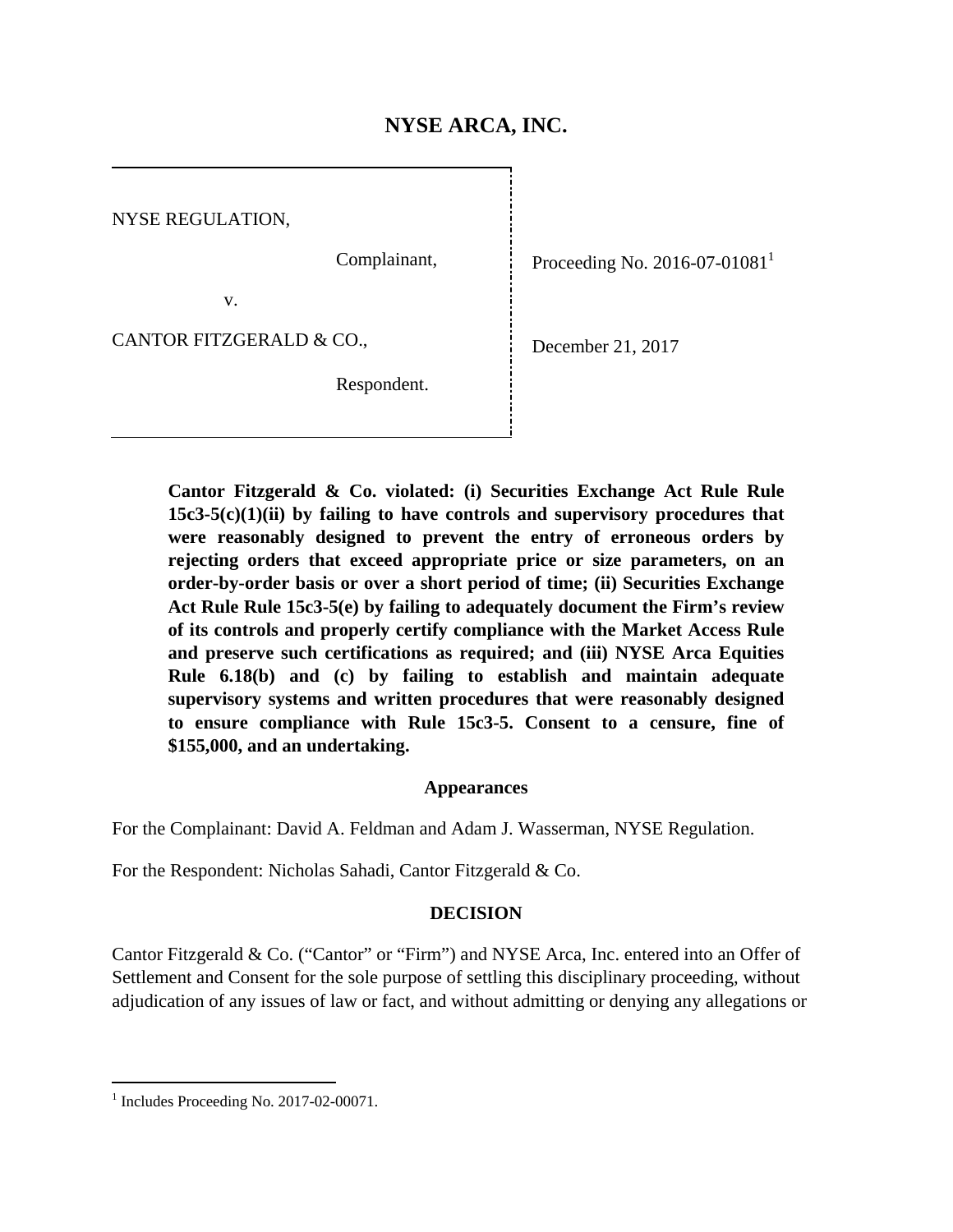# NYSE ARCA, INC.

| | |
|---|---|
| NYSE REGULATION,<br><br>Complainant,<br><br>v.<br><br>CANTOR FITZGERALD & CO.,<br><br>Respondent. | Proceeding No. 2016-07-01081[1]<br><br>December 21, 2017 |

**Cantor Fitzgerald & Co. violated: (i) Securities Exchange Act Rule Rule 15c3-5(c)(1)(ii) by failing to have controls and supervisory procedures that were reasonably designed to prevent the entry of erroneous orders by rejecting orders that exceed appropriate price or size parameters, on an order-by-order basis or over a short period of time; (ii) Securities Exchange Act Rule Rule 15c3-5(e) by failing to adequately document the Firm's review of its controls and properly certify compliance with the Market Access Rule and preserve such certifications as required; and (iii) NYSE Arca Equities Rule 6.18(b) and (c) by failing to establish and maintain adequate supervisory systems and written procedures that were reasonably designed to ensure compliance with Rule 15c3-5. Consent to a censure, fine of $155,000, and an undertaking.**

## Appearances

For the Complainant: David A. Feldman and Adam J. Wasserman, NYSE Regulation.

For the Respondent: Nicholas Sahadi, Cantor Fitzgerald & Co.

## DECISION

Cantor Fitzgerald & Co. ("Cantor" or "Firm") and NYSE Arca, Inc. entered into an Offer of Settlement and Consent for the sole purpose of settling this disciplinary proceeding, without adjudication of any issues of law or fact, and without admitting or denying any allegations or

[1] Includes Proceeding No. 2017-02-00071.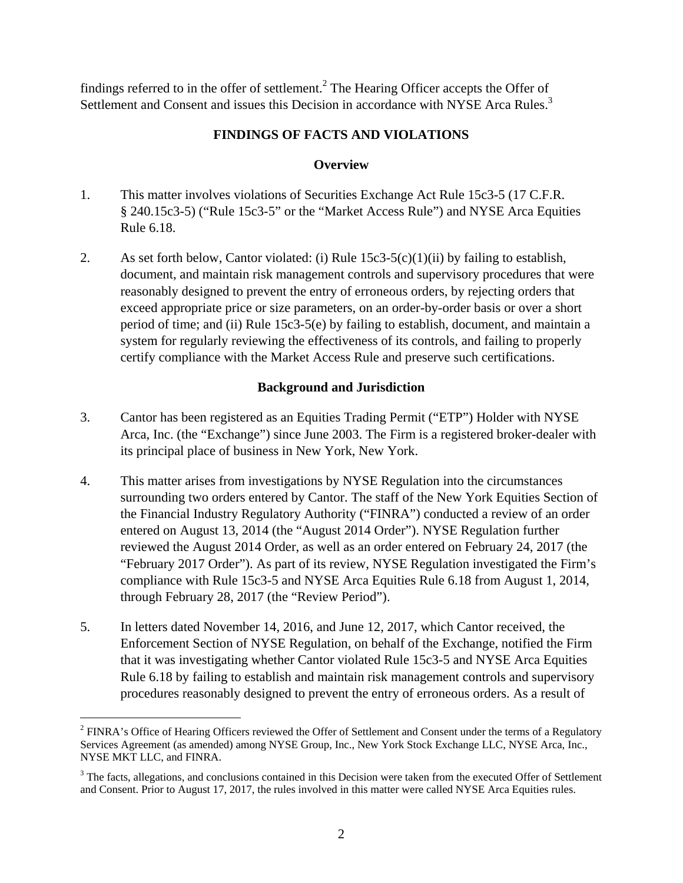findings referred to in the offer of settlement.[2] The Hearing Officer accepts the Offer of Settlement and Consent and issues this Decision in accordance with NYSE Arca Rules.[3]

## FINDINGS OF FACTS AND VIOLATIONS

### Overview

1. This matter involves violations of Securities Exchange Act Rule 15c3-5 (17 C.F.R. § 240.15c3-5) ("Rule 15c3-5" or the "Market Access Rule") and NYSE Arca Equities Rule 6.18.

2. As set forth below, Cantor violated: (i) Rule 15c3-5(c)(1)(ii) by failing to establish, document, and maintain risk management controls and supervisory procedures that were reasonably designed to prevent the entry of erroneous orders, by rejecting orders that exceed appropriate price or size parameters, on an order-by-order basis or over a short period of time; and (ii) Rule 15c3-5(e) by failing to establish, document, and maintain a system for regularly reviewing the effectiveness of its controls, and failing to properly certify compliance with the Market Access Rule and preserve such certifications.

### Background and Jurisdiction

3. Cantor has been registered as an Equities Trading Permit ("ETP") Holder with NYSE Arca, Inc. (the "Exchange") since June 2003. The Firm is a registered broker-dealer with its principal place of business in New York, New York.

4. This matter arises from investigations by NYSE Regulation into the circumstances surrounding two orders entered by Cantor. The staff of the New York Equities Section of the Financial Industry Regulatory Authority ("FINRA") conducted a review of an order entered on August 13, 2014 (the "August 2014 Order"). NYSE Regulation further reviewed the August 2014 Order, as well as an order entered on February 24, 2017 (the "February 2017 Order"). As part of its review, NYSE Regulation investigated the Firm's compliance with Rule 15c3-5 and NYSE Arca Equities Rule 6.18 from August 1, 2014, through February 28, 2017 (the "Review Period").

5. In letters dated November 14, 2016, and June 12, 2017, which Cantor received, the Enforcement Section of NYSE Regulation, on behalf of the Exchange, notified the Firm that it was investigating whether Cantor violated Rule 15c3-5 and NYSE Arca Equities Rule 6.18 by failing to establish and maintain risk management controls and supervisory procedures reasonably designed to prevent the entry of erroneous orders. As a result of

---

[2] FINRA's Office of Hearing Officers reviewed the Offer of Settlement and Consent under the terms of a Regulatory Services Agreement (as amended) among NYSE Group, Inc., New York Stock Exchange LLC, NYSE Arca, Inc., NYSE MKT LLC, and FINRA.

[3] The facts, allegations, and conclusions contained in this Decision were taken from the executed Offer of Settlement and Consent. Prior to August 17, 2017, the rules involved in this matter were called NYSE Arca Equities rules.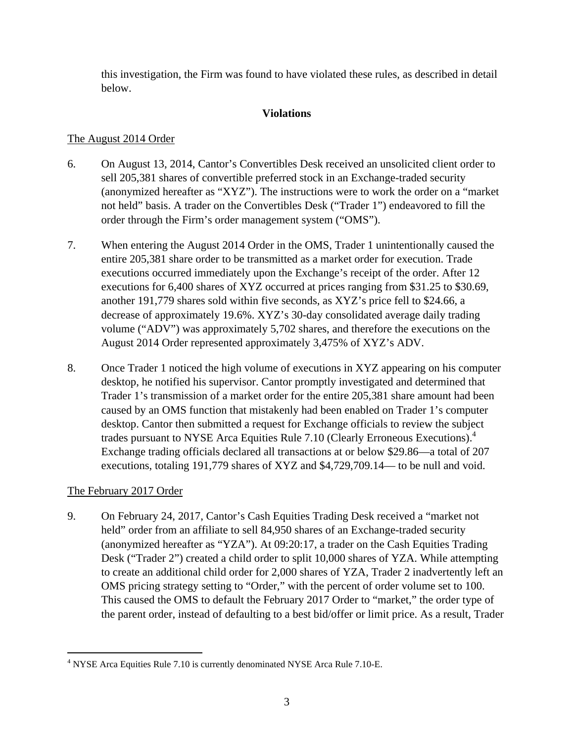this investigation, the Firm was found to have violated these rules, as described in detail below.

**Violations**

The August 2014 Order

6. On August 13, 2014, Cantor's Convertibles Desk received an unsolicited client order to sell 205,381 shares of convertible preferred stock in an Exchange-traded security (anonymized hereafter as "XYZ"). The instructions were to work the order on a "market not held" basis. A trader on the Convertibles Desk ("Trader 1") endeavored to fill the order through the Firm's order management system ("OMS").

7. When entering the August 2014 Order in the OMS, Trader 1 unintentionally caused the entire 205,381 share order to be transmitted as a market order for execution. Trade executions occurred immediately upon the Exchange's receipt of the order. After 12 executions for 6,400 shares of XYZ occurred at prices ranging from $31.25 to $30.69, another 191,779 shares sold within five seconds, as XYZ's price fell to $24.66, a decrease of approximately 19.6%. XYZ's 30-day consolidated average daily trading volume ("ADV") was approximately 5,702 shares, and therefore the executions on the August 2014 Order represented approximately 3,475% of XYZ's ADV.

8. Once Trader 1 noticed the high volume of executions in XYZ appearing on his computer desktop, he notified his supervisor. Cantor promptly investigated and determined that Trader 1's transmission of a market order for the entire 205,381 share amount had been caused by an OMS function that mistakenly had been enabled on Trader 1's computer desktop. Cantor then submitted a request for Exchange officials to review the subject trades pursuant to NYSE Arca Equities Rule 7.10 (Clearly Erroneous Executions).[4] Exchange trading officials declared all transactions at or below $29.86—a total of 207 executions, totaling 191,779 shares of XYZ and $4,729,709.14— to be null and void.

The February 2017 Order

9. On February 24, 2017, Cantor's Cash Equities Trading Desk received a "market not held" order from an affiliate to sell 84,950 shares of an Exchange-traded security (anonymized hereafter as "YZA"). At 09:20:17, a trader on the Cash Equities Trading Desk ("Trader 2") created a child order to split 10,000 shares of YZA. While attempting to create an additional child order for 2,000 shares of YZA, Trader 2 inadvertently left an OMS pricing strategy setting to "Order," with the percent of order volume set to 100. This caused the OMS to default the February 2017 Order to "market," the order type of the parent order, instead of defaulting to a best bid/offer or limit price. As a result, Trader

[4] NYSE Arca Equities Rule 7.10 is currently denominated NYSE Arca Rule 7.10-E.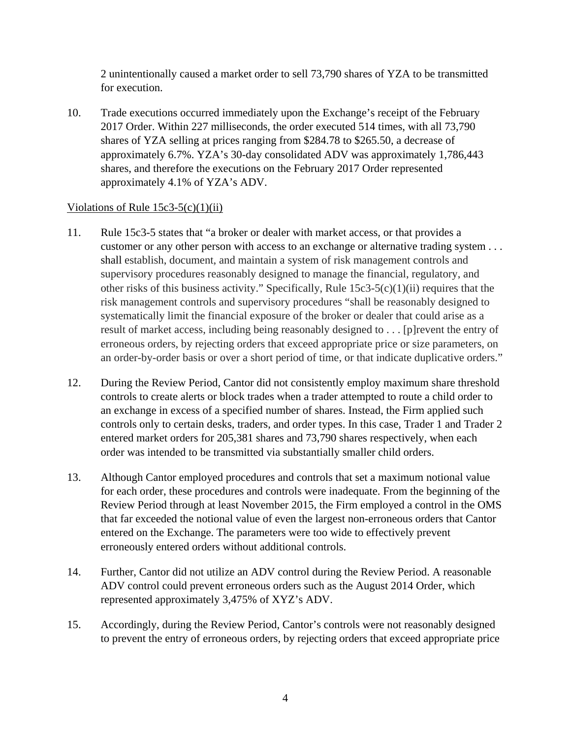2 unintentionally caused a market order to sell 73,790 shares of YZA to be transmitted for execution.

10. Trade executions occurred immediately upon the Exchange's receipt of the February 2017 Order. Within 227 milliseconds, the order executed 514 times, with all 73,790 shares of YZA selling at prices ranging from $284.78 to $265.50, a decrease of approximately 6.7%. YZA's 30-day consolidated ADV was approximately 1,786,443 shares, and therefore the executions on the February 2017 Order represented approximately 4.1% of YZA's ADV.

<u>Violations of Rule 15c3-5(c)(1)(ii)</u>

11. Rule 15c3-5 states that "a broker or dealer with market access, or that provides a customer or any other person with access to an exchange or alternative trading system . . . shall establish, document, and maintain a system of risk management controls and supervisory procedures reasonably designed to manage the financial, regulatory, and other risks of this business activity." Specifically, Rule 15c3-5(c)(1)(ii) requires that the risk management controls and supervisory procedures "shall be reasonably designed to systematically limit the financial exposure of the broker or dealer that could arise as a result of market access, including being reasonably designed to . . . [p]revent the entry of erroneous orders, by rejecting orders that exceed appropriate price or size parameters, on an order-by-order basis or over a short period of time, or that indicate duplicative orders."

12. During the Review Period, Cantor did not consistently employ maximum share threshold controls to create alerts or block trades when a trader attempted to route a child order to an exchange in excess of a specified number of shares. Instead, the Firm applied such controls only to certain desks, traders, and order types. In this case, Trader 1 and Trader 2 entered market orders for 205,381 shares and 73,790 shares respectively, when each order was intended to be transmitted via substantially smaller child orders.

13. Although Cantor employed procedures and controls that set a maximum notional value for each order, these procedures and controls were inadequate. From the beginning of the Review Period through at least November 2015, the Firm employed a control in the OMS that far exceeded the notional value of even the largest non-erroneous orders that Cantor entered on the Exchange. The parameters were too wide to effectively prevent erroneously entered orders without additional controls.

14. Further, Cantor did not utilize an ADV control during the Review Period. A reasonable ADV control could prevent erroneous orders such as the August 2014 Order, which represented approximately 3,475% of XYZ's ADV.

15. Accordingly, during the Review Period, Cantor's controls were not reasonably designed to prevent the entry of erroneous orders, by rejecting orders that exceed appropriate price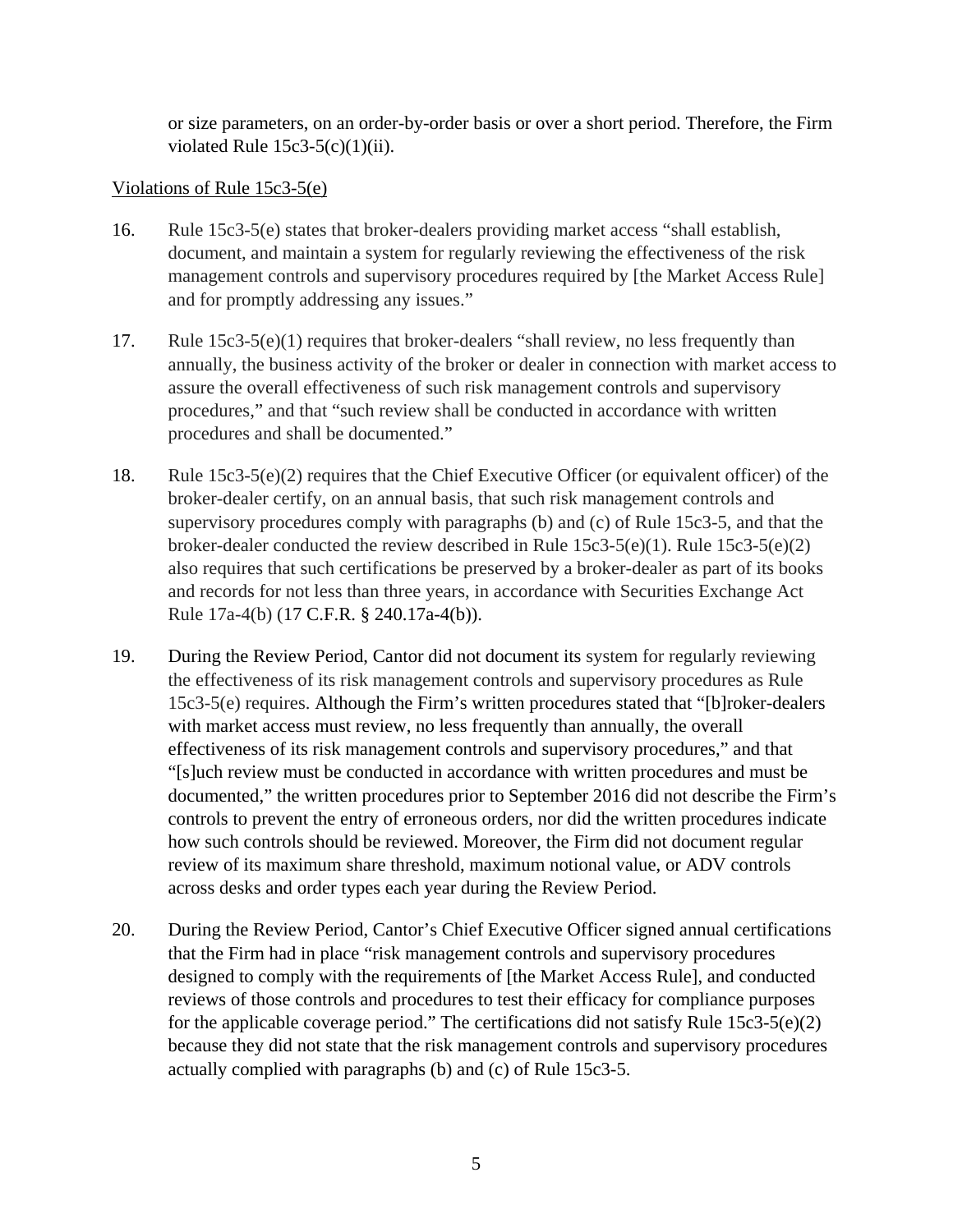or size parameters, on an order-by-order basis or over a short period. Therefore, the Firm violated Rule 15c3-5(c)(1)(ii).

<u>Violations of Rule 15c3-5(e)</u>

16. Rule 15c3-5(e) states that broker-dealers providing market access "shall establish, document, and maintain a system for regularly reviewing the effectiveness of the risk management controls and supervisory procedures required by [the Market Access Rule] and for promptly addressing any issues."

17. Rule 15c3-5(e)(1) requires that broker-dealers "shall review, no less frequently than annually, the business activity of the broker or dealer in connection with market access to assure the overall effectiveness of such risk management controls and supervisory procedures," and that "such review shall be conducted in accordance with written procedures and shall be documented."

18. Rule 15c3-5(e)(2) requires that the Chief Executive Officer (or equivalent officer) of the broker-dealer certify, on an annual basis, that such risk management controls and supervisory procedures comply with paragraphs (b) and (c) of Rule 15c3-5, and that the broker-dealer conducted the review described in Rule 15c3-5(e)(1). Rule 15c3-5(e)(2) also requires that such certifications be preserved by a broker-dealer as part of its books and records for not less than three years, in accordance with Securities Exchange Act Rule 17a-4(b) (17 C.F.R. § 240.17a-4(b)).

19. During the Review Period, Cantor did not document its system for regularly reviewing the effectiveness of its risk management controls and supervisory procedures as Rule 15c3-5(e) requires. Although the Firm's written procedures stated that "[b]roker-dealers with market access must review, no less frequently than annually, the overall effectiveness of its risk management controls and supervisory procedures," and that "[s]uch review must be conducted in accordance with written procedures and must be documented," the written procedures prior to September 2016 did not describe the Firm's controls to prevent the entry of erroneous orders, nor did the written procedures indicate how such controls should be reviewed. Moreover, the Firm did not document regular review of its maximum share threshold, maximum notional value, or ADV controls across desks and order types each year during the Review Period.

20. During the Review Period, Cantor's Chief Executive Officer signed annual certifications that the Firm had in place "risk management controls and supervisory procedures designed to comply with the requirements of [the Market Access Rule], and conducted reviews of those controls and procedures to test their efficacy for compliance purposes for the applicable coverage period." The certifications did not satisfy Rule 15c3-5(e)(2) because they did not state that the risk management controls and supervisory procedures actually complied with paragraphs (b) and (c) of Rule 15c3-5.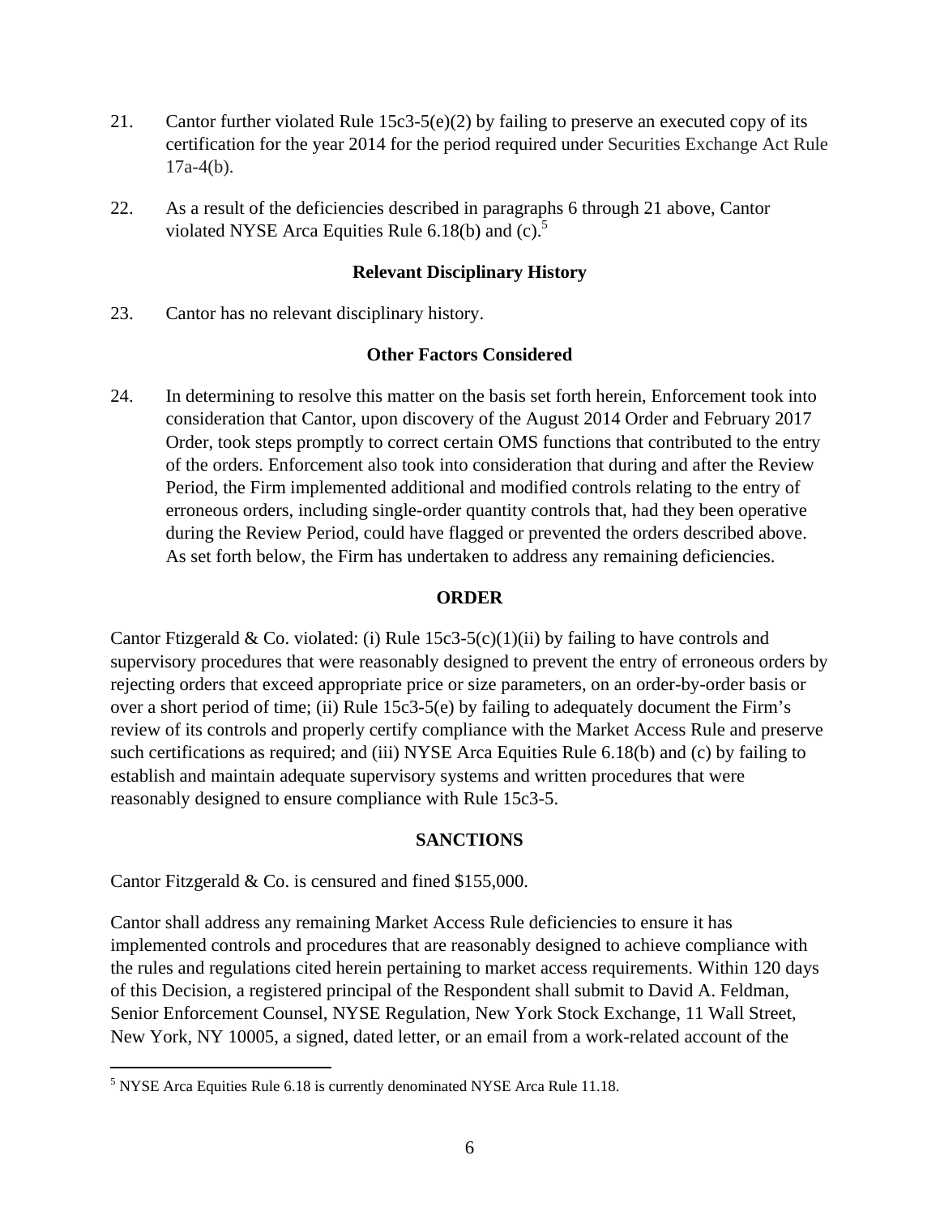21. Cantor further violated Rule 15c3-5(e)(2) by failing to preserve an executed copy of its certification for the year 2014 for the period required under Securities Exchange Act Rule 17a-4(b).

22. As a result of the deficiencies described in paragraphs 6 through 21 above, Cantor violated NYSE Arca Equities Rule 6.18(b) and (c).[5]

**Relevant Disciplinary History**

23. Cantor has no relevant disciplinary history.

**Other Factors Considered**

24. In determining to resolve this matter on the basis set forth herein, Enforcement took into consideration that Cantor, upon discovery of the August 2014 Order and February 2017 Order, took steps promptly to correct certain OMS functions that contributed to the entry of the orders. Enforcement also took into consideration that during and after the Review Period, the Firm implemented additional and modified controls relating to the entry of erroneous orders, including single-order quantity controls that, had they been operative during the Review Period, could have flagged or prevented the orders described above. As set forth below, the Firm has undertaken to address any remaining deficiencies.

**ORDER**

Cantor Ftizgerald & Co. violated: (i) Rule 15c3-5(c)(1)(ii) by failing to have controls and supervisory procedures that were reasonably designed to prevent the entry of erroneous orders by rejecting orders that exceed appropriate price or size parameters, on an order-by-order basis or over a short period of time; (ii) Rule 15c3-5(e) by failing to adequately document the Firm's review of its controls and properly certify compliance with the Market Access Rule and preserve such certifications as required; and (iii) NYSE Arca Equities Rule 6.18(b) and (c) by failing to establish and maintain adequate supervisory systems and written procedures that were reasonably designed to ensure compliance with Rule 15c3-5.

**SANCTIONS**

Cantor Fitzgerald & Co. is censured and fined $155,000.

Cantor shall address any remaining Market Access Rule deficiencies to ensure it has implemented controls and procedures that are reasonably designed to achieve compliance with the rules and regulations cited herein pertaining to market access requirements. Within 120 days of this Decision, a registered principal of the Respondent shall submit to David A. Feldman, Senior Enforcement Counsel, NYSE Regulation, New York Stock Exchange, 11 Wall Street, New York, NY 10005, a signed, dated letter, or an email from a work-related account of the

---

[5] NYSE Arca Equities Rule 6.18 is currently denominated NYSE Arca Rule 11.18.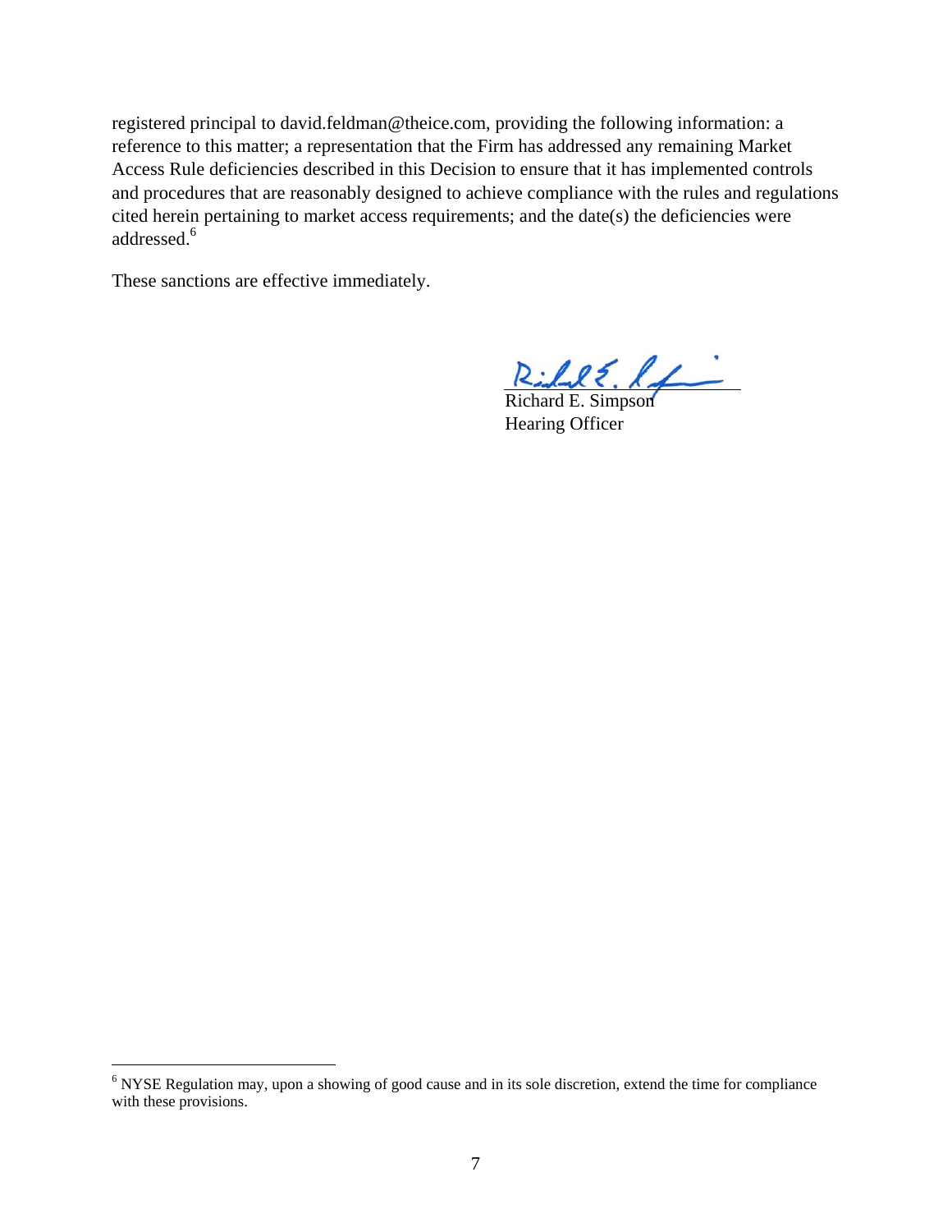registered principal to david.feldman@theice.com, providing the following information: a reference to this matter; a representation that the Firm has addressed any remaining Market Access Rule deficiencies described in this Decision to ensure that it has implemented controls and procedures that are reasonably designed to achieve compliance with the rules and regulations cited herein pertaining to market access requirements; and the date(s) the deficiencies were addressed.[6]

These sanctions are effective immediately.

Richard E. Simpson
Hearing Officer

[6] NYSE Regulation may, upon a showing of good cause and in its sole discretion, extend the time for compliance with these provisions.